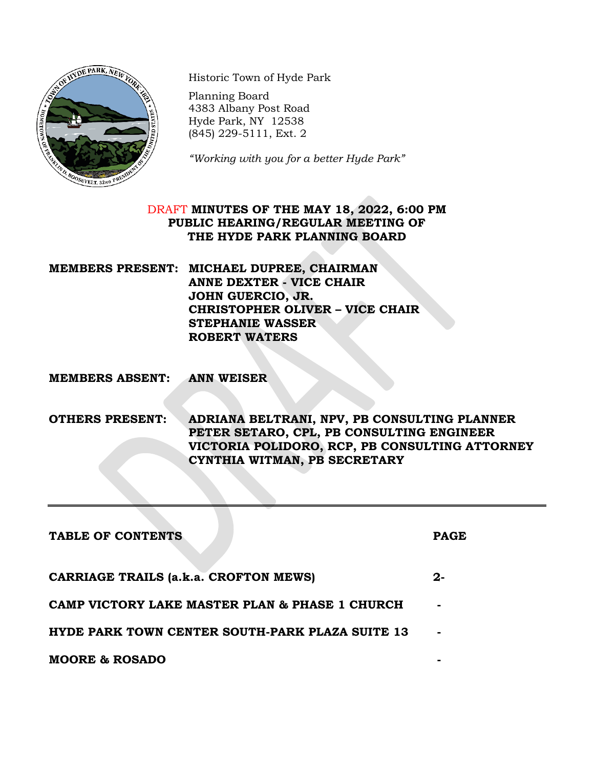Historic Town of Hyde Park

Planning Board
4383 Albany Post Road
Hyde Park, NY 12538
(845) 229-5111, Ext. 2

*"Working with you for a better Hyde Park"*

# DRAFT MINUTES OF THE MAY 18, 2022, 6:00 PM PUBLIC HEARING/REGULAR MEETING OF THE HYDE PARK PLANNING BOARD

**MEMBERS PRESENT:** **MICHAEL DUPREE, CHAIRMAN**
**ANNE DEXTER - VICE CHAIR**
**JOHN GUERCIO, JR.**
**CHRISTOPHER OLIVER – VICE CHAIR**
**STEPHANIE WASSER**
**ROBERT WATERS**

**MEMBERS ABSENT:** **ANN WEISER**

**OTHERS PRESENT:** **ADRIANA BELTRANI, NPV, PB CONSULTING PLANNER**
**PETER SETARO, CPL, PB CONSULTING ENGINEER**
**VICTORIA POLIDORO, RCP, PB CONSULTING ATTORNEY**
**CYNTHIA WITMAN, PB SECRETARY**

---

| TABLE OF CONTENTS | PAGE |
|---|---|
| CARRIAGE TRAILS (a.k.a. CROFTON MEWS) | 2- |
| CAMP VICTORY LAKE MASTER PLAN & PHASE 1 CHURCH | - |
| HYDE PARK TOWN CENTER SOUTH-PARK PLAZA SUITE 13 | - |
| MOORE & ROSADO | - |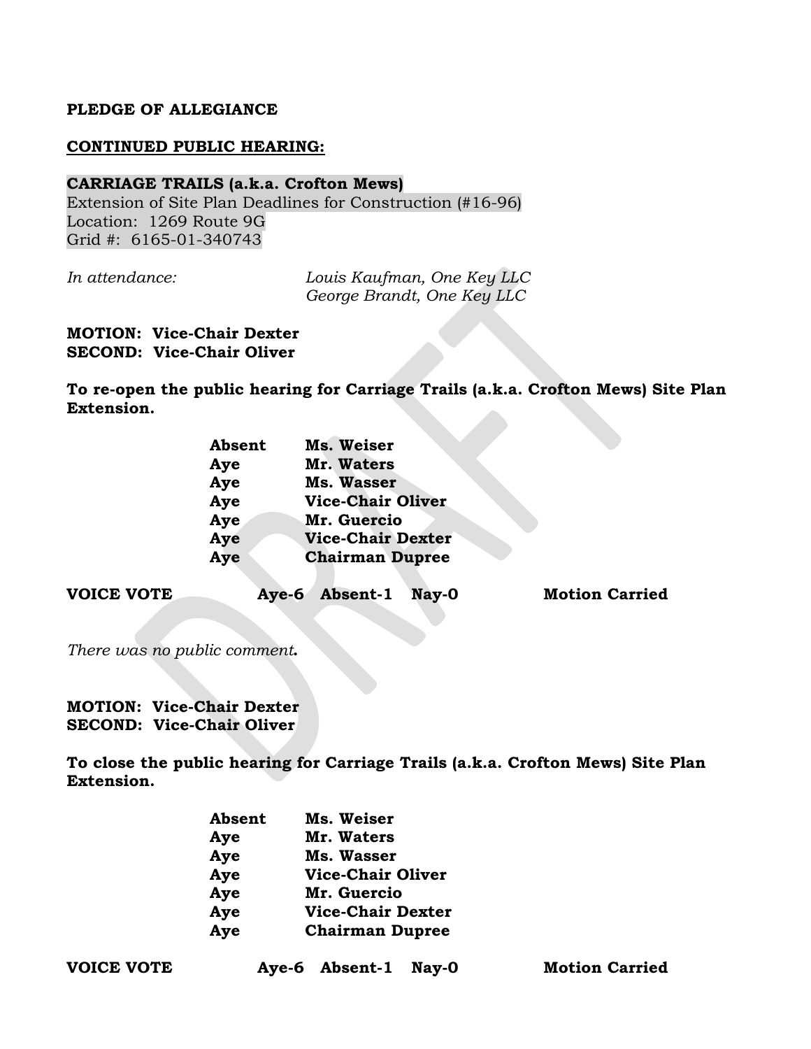**PLEDGE OF ALLEGIANCE**

**CONTINUED PUBLIC HEARING:**

**CARRIAGE TRAILS (a.k.a. Crofton Mews)**
Extension of Site Plan Deadlines for Construction (#16-96)
Location: 1269 Route 9G
Grid #: 6165-01-340743

*In attendance:* *Louis Kaufman, One Key LLC*
*George Brandt, One Key LLC*

**MOTION: Vice-Chair Dexter**
**SECOND: Vice-Chair Oliver**

**To re-open the public hearing for Carriage Trails (a.k.a. Crofton Mews) Site Plan Extension.**

| | |
|---|---|
| **Absent** | **Ms. Weiser** |
| **Aye** | **Mr. Waters** |
| **Aye** | **Ms. Wasser** |
| **Aye** | **Vice-Chair Oliver** |
| **Aye** | **Mr. Guercio** |
| **Aye** | **Vice-Chair Dexter** |
| **Aye** | **Chairman Dupree** |

**VOICE VOTE** **Aye-6 Absent-1 Nay-0** **Motion Carried**

*There was no public comment.*

**MOTION: Vice-Chair Dexter**
**SECOND: Vice-Chair Oliver**

**To close the public hearing for Carriage Trails (a.k.a. Crofton Mews) Site Plan Extension.**

| | |
|---|---|
| **Absent** | **Ms. Weiser** |
| **Aye** | **Mr. Waters** |
| **Aye** | **Ms. Wasser** |
| **Aye** | **Vice-Chair Oliver** |
| **Aye** | **Mr. Guercio** |
| **Aye** | **Vice-Chair Dexter** |
| **Aye** | **Chairman Dupree** |

**VOICE VOTE** **Aye-6 Absent-1 Nay-0** **Motion Carried**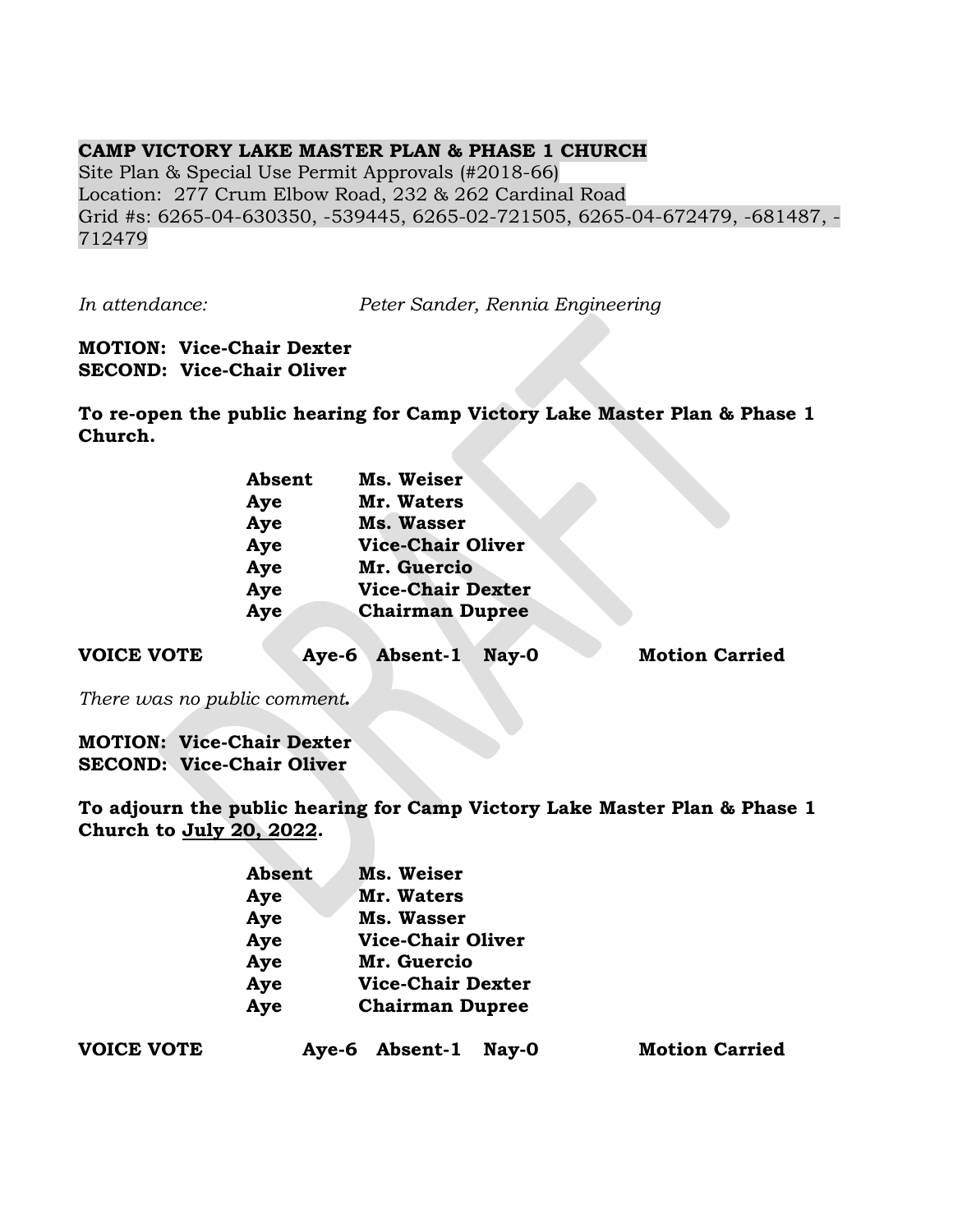**CAMP VICTORY LAKE MASTER PLAN & PHASE 1 CHURCH**

Site Plan & Special Use Permit Approvals (#2018-66)
Location: 277 Crum Elbow Road, 232 & 262 Cardinal Road
Grid #s: 6265-04-630350, -539445, 6265-02-721505, 6265-04-672479, -681487, -712479

*In attendance:* *Peter Sander, Rennia Engineering*

**MOTION: Vice-Chair Dexter**
**SECOND: Vice-Chair Oliver**

**To re-open the public hearing for Camp Victory Lake Master Plan & Phase 1 Church.**

| | |
|---|---|
| **Absent** | **Ms. Weiser** |
| **Aye** | **Mr. Waters** |
| **Aye** | **Ms. Wasser** |
| **Aye** | **Vice-Chair Oliver** |
| **Aye** | **Mr. Guercio** |
| **Aye** | **Vice-Chair Dexter** |
| **Aye** | **Chairman Dupree** |

**VOICE VOTE** **Aye-6 Absent-1 Nay-0** **Motion Carried**

*There was no public comment.*

**MOTION: Vice-Chair Dexter**
**SECOND: Vice-Chair Oliver**

**To adjourn the public hearing for Camp Victory Lake Master Plan & Phase 1 Church to <u>July 20, 2022</u>.**

| | |
|---|---|
| **Absent** | **Ms. Weiser** |
| **Aye** | **Mr. Waters** |
| **Aye** | **Ms. Wasser** |
| **Aye** | **Vice-Chair Oliver** |
| **Aye** | **Mr. Guercio** |
| **Aye** | **Vice-Chair Dexter** |
| **Aye** | **Chairman Dupree** |

**VOICE VOTE** **Aye-6 Absent-1 Nay-0** **Motion Carried**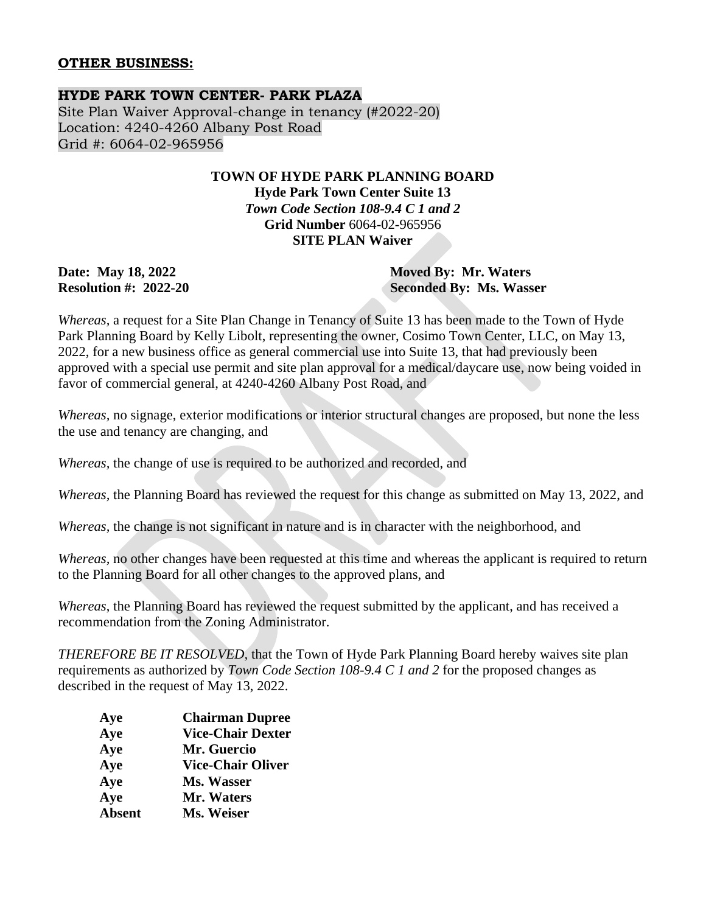**OTHER BUSINESS:**

**HYDE PARK TOWN CENTER- PARK PLAZA**
Site Plan Waiver Approval-change in tenancy (#2022-20)
Location: 4240-4260 Albany Post Road
Grid #: 6064-02-965956

**TOWN OF HYDE PARK PLANNING BOARD**
**Hyde Park Town Center Suite 13**
***Town Code Section 108-9.4 C 1 and 2***
**Grid Number** 6064-02-965956
**SITE PLAN Waiver**

**Date: May 18, 2022**
**Resolution #: 2022-20**

**Moved By: Mr. Waters**
**Seconded By: Ms. Wasser**

*Whereas,* a request for a Site Plan Change in Tenancy of Suite 13 has been made to the Town of Hyde Park Planning Board by Kelly Libolt, representing the owner, Cosimo Town Center, LLC, on May 13, 2022, for a new business office as general commercial use into Suite 13, that had previously been approved with a special use permit and site plan approval for a medical/daycare use, now being voided in favor of commercial general, at 4240-4260 Albany Post Road, and

*Whereas,* no signage, exterior modifications or interior structural changes are proposed, but none the less the use and tenancy are changing, and

*Whereas*, the change of use is required to be authorized and recorded, and

*Whereas*, the Planning Board has reviewed the request for this change as submitted on May 13, 2022, and

*Whereas,* the change is not significant in nature and is in character with the neighborhood, and

*Whereas*, no other changes have been requested at this time and whereas the applicant is required to return to the Planning Board for all other changes to the approved plans, and

*Whereas*, the Planning Board has reviewed the request submitted by the applicant, and has received a recommendation from the Zoning Administrator.

*THEREFORE BE IT RESOLVED*, that the Town of Hyde Park Planning Board hereby waives site plan requirements as authorized by *Town Code Section 108-9.4 C 1 and 2* for the proposed changes as described in the request of May 13, 2022.

| | |
|---|---|
| **Aye** | **Chairman Dupree** |
| **Aye** | **Vice-Chair Dexter** |
| **Aye** | **Mr. Guercio** |
| **Aye** | **Vice-Chair Oliver** |
| **Aye** | **Ms. Wasser** |
| **Aye** | **Mr. Waters** |
| **Absent** | **Ms. Weiser** |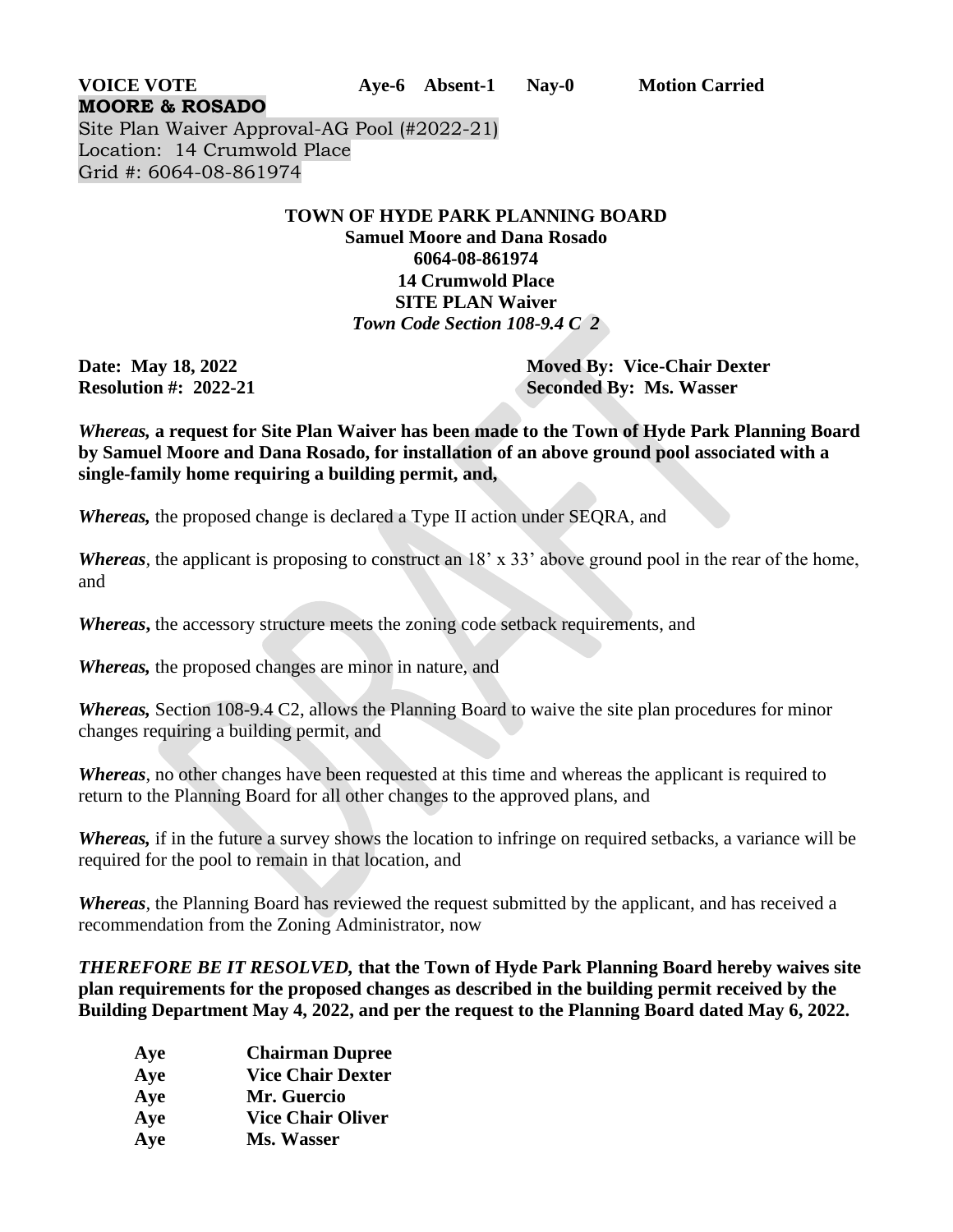**VOICE VOTE** **Aye-6 Absent-1 Nay-0 Motion Carried**

**MOORE & ROSADO**
Site Plan Waiver Approval-AG Pool (#2022-21)
Location: 14 Crumwold Place
Grid #: 6064-08-861974

**TOWN OF HYDE PARK PLANNING BOARD**
**Samuel Moore and Dana Rosado**
**6064-08-861974**
**14 Crumwold Place**
**SITE PLAN Waiver**
***Town Code Section 108-9.4 C 2***

**Date: May 18, 2022** **Moved By: Vice-Chair Dexter**
**Resolution #: 2022-21** **Seconded By: Ms. Wasser**

***Whereas,* a request for Site Plan Waiver has been made to the Town of Hyde Park Planning Board by Samuel Moore and Dana Rosado, for installation of an above ground pool associated with a single-family home requiring a building permit, and,**

***Whereas,*** the proposed change is declared a Type II action under SEQRA, and

***Whereas***, the applicant is proposing to construct an 18' x 33' above ground pool in the rear of the home, and

***Whereas*,** the accessory structure meets the zoning code setback requirements, and

***Whereas,*** the proposed changes are minor in nature, and

***Whereas,*** Section 108-9.4 C2, allows the Planning Board to waive the site plan procedures for minor changes requiring a building permit, and

***Whereas***, no other changes have been requested at this time and whereas the applicant is required to return to the Planning Board for all other changes to the approved plans, and

***Whereas,*** if in the future a survey shows the location to infringe on required setbacks, a variance will be required for the pool to remain in that location, and

***Whereas***, the Planning Board has reviewed the request submitted by the applicant, and has received a recommendation from the Zoning Administrator, now

***THEREFORE BE IT RESOLVED,*** **that the Town of Hyde Park Planning Board hereby waives site plan requirements for the proposed changes as described in the building permit received by the Building Department May 4, 2022, and per the request to the Planning Board dated May 6, 2022.**

| | |
|---|---|
| **Aye** | **Chairman Dupree** |
| **Aye** | **Vice Chair Dexter** |
| **Aye** | **Mr. Guercio** |
| **Aye** | **Vice Chair Oliver** |
| **Aye** | **Ms. Wasser** |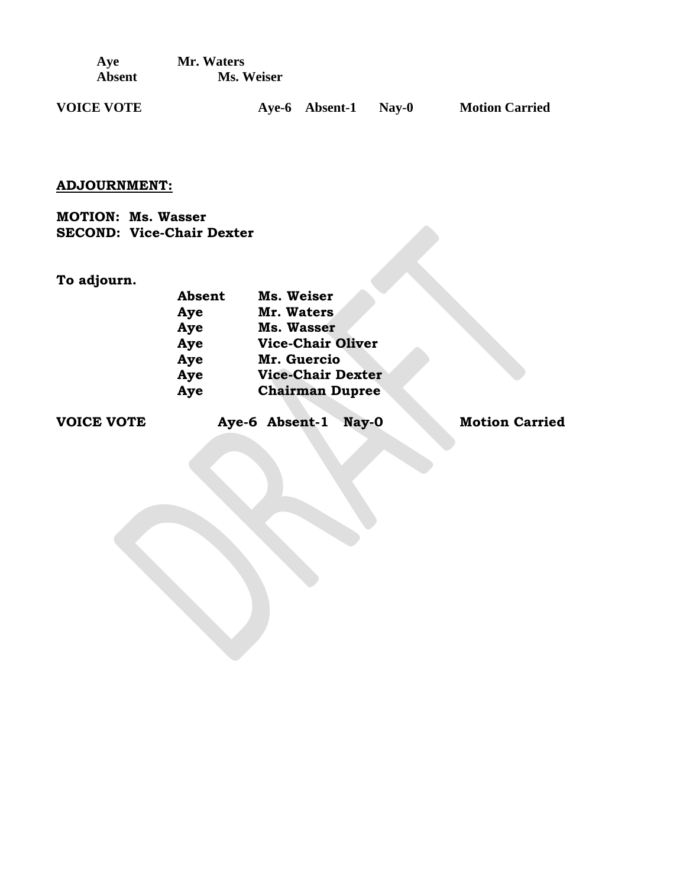**Aye** **Mr. Waters**
**Absent** **Ms. Weiser**

**VOICE VOTE** **Aye-6 Absent-1 Nay-0** **Motion Carried**

**ADJOURNMENT:**

**MOTION: Ms. Wasser**
**SECOND: Vice-Chair Dexter**

**To adjourn.**

| | |
|---|---|
| **Absent** | **Ms. Weiser** |
| **Aye** | **Mr. Waters** |
| **Aye** | **Ms. Wasser** |
| **Aye** | **Vice-Chair Oliver** |
| **Aye** | **Mr. Guercio** |
| **Aye** | **Vice-Chair Dexter** |
| **Aye** | **Chairman Dupree** |

**VOICE VOTE** **Aye-6 Absent-1 Nay-0** **Motion Carried**

DRAFT